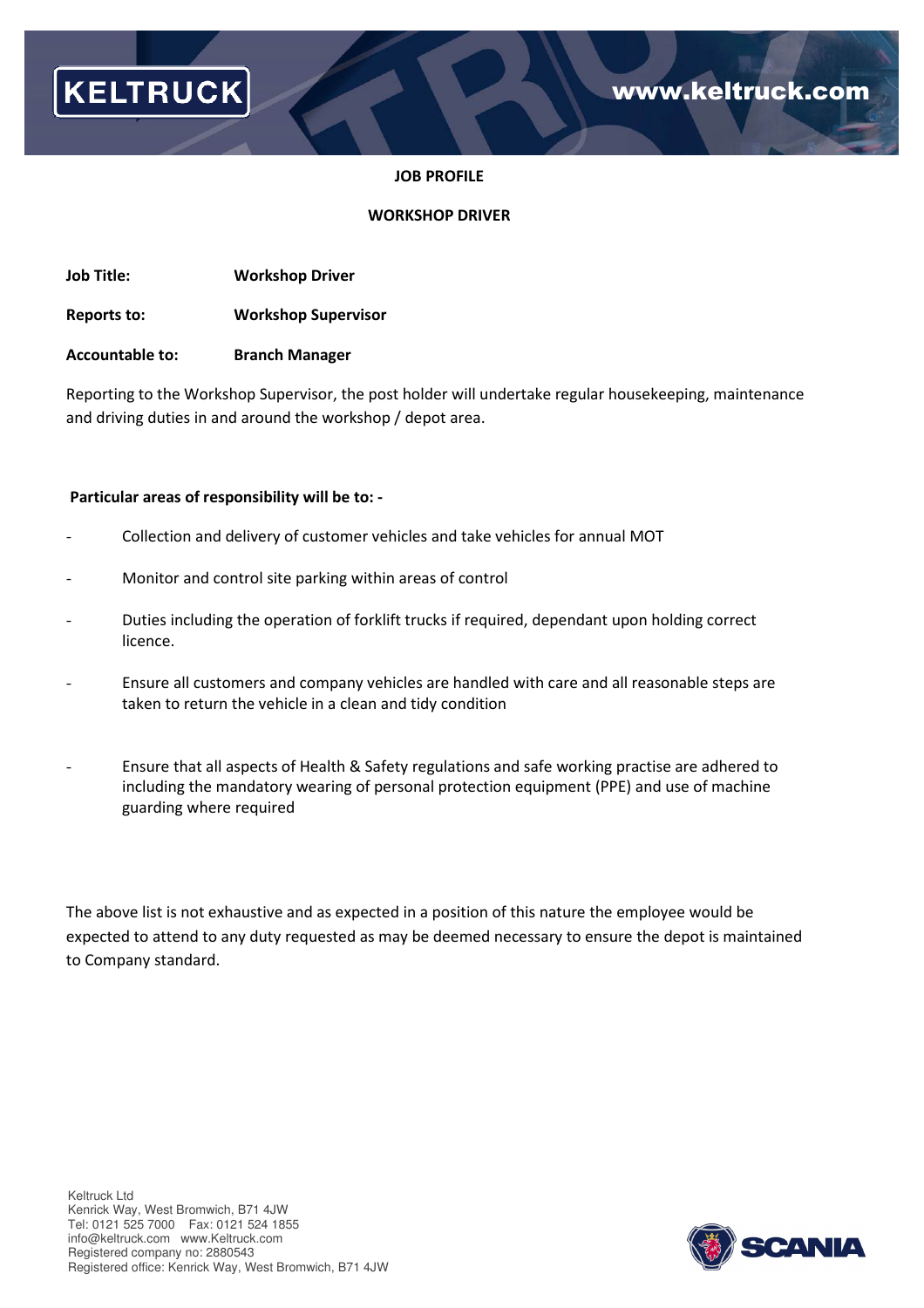KELTRUCK

www.keltruck.com

**JOB PROFILE**

**WORKSHOP DRIVER**

**Job Title:** **Workshop Driver**

**Reports to:** **Workshop Supervisor**

**Accountable to:** **Branch Manager**

Reporting to the Workshop Supervisor, the post holder will undertake regular housekeeping, maintenance and driving duties in and around the workshop / depot area.

**Particular areas of responsibility will be to: -**

- Collection and delivery of customer vehicles and take vehicles for annual MOT
- Monitor and control site parking within areas of control
- Duties including the operation of forklift trucks if required, dependant upon holding correct licence.
- Ensure all customers and company vehicles are handled with care and all reasonable steps are taken to return the vehicle in a clean and tidy condition
- Ensure that all aspects of Health & Safety regulations and safe working practise are adhered to including the mandatory wearing of personal protection equipment (PPE) and use of machine guarding where required

The above list is not exhaustive and as expected in a position of this nature the employee would be expected to attend to any duty requested as may be deemed necessary to ensure the depot is maintained to Company standard.

Keltruck Ltd
Kenrick Way, West Bromwich, B71 4JW
Tel: 0121 525 7000 Fax: 0121 524 1855
info@keltruck.com www.Keltruck.com
Registered company no: 2880543
Registered office: Kenrick Way, West Bromwich, B71 4JW

SCANIA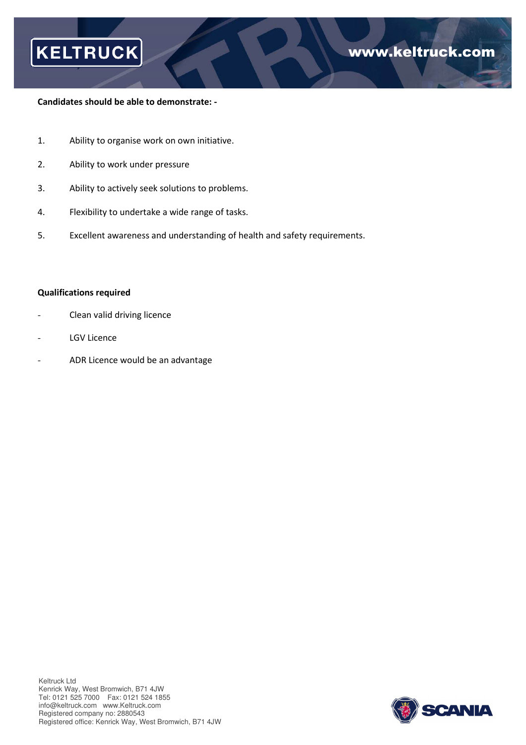**Candidates should be able to demonstrate: -**

1. Ability to organise work on own initiative.
2. Ability to work under pressure
3. Ability to actively seek solutions to problems.
4. Flexibility to undertake a wide range of tasks.
5. Excellent awareness and understanding of health and safety requirements.

**Qualifications required**

- Clean valid driving licence
- LGV Licence
- ADR Licence would be an advantage

Keltruck Ltd
Kenrick Way, West Bromwich, B71 4JW
Tel: 0121 525 7000 Fax: 0121 524 1855
info@keltruck.com www.Keltruck.com
Registered company no: 2880543
Registered office: Kenrick Way, West Bromwich, B71 4JW